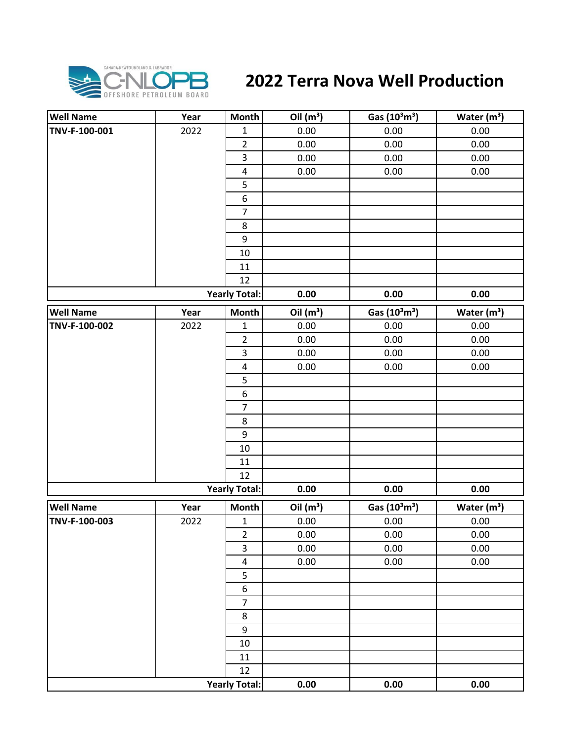# 2022 Terra Nova Well Production

| Well Name | Year | Month | Oil ($m^3$) | Gas ($10^3m^3$) | Water ($m^3$) |
|---|---|---|---|---|---|
| TNV-F-100-001 | 2022 | 1 | 0.00 | 0.00 | 0.00 |
| | | 2 | 0.00 | 0.00 | 0.00 |
| | | 3 | 0.00 | 0.00 | 0.00 |
| | | 4 | 0.00 | 0.00 | 0.00 |
| | | 5 | | | |
| | | 6 | | | |
| | | 7 | | | |
| | | 8 | | | |
| | | 9 | | | |
| | | 10 | | | |
| | | 11 | | | |
| | | 12 | | | |
| | | **Yearly Total:** | **0.00** | **0.00** | **0.00** |

| Well Name | Year | Month | Oil ($m^3$) | Gas ($10^3m^3$) | Water ($m^3$) |
|---|---|---|---|---|---|
| TNV-F-100-002 | 2022 | 1 | 0.00 | 0.00 | 0.00 |
| | | 2 | 0.00 | 0.00 | 0.00 |
| | | 3 | 0.00 | 0.00 | 0.00 |
| | | 4 | 0.00 | 0.00 | 0.00 |
| | | 5 | | | |
| | | 6 | | | |
| | | 7 | | | |
| | | 8 | | | |
| | | 9 | | | |
| | | 10 | | | |
| | | 11 | | | |
| | | 12 | | | |
| | | **Yearly Total:** | **0.00** | **0.00** | **0.00** |

| Well Name | Year | Month | Oil ($m^3$) | Gas ($10^3m^3$) | Water ($m^3$) |
|---|---|---|---|---|---|
| TNV-F-100-003 | 2022 | 1 | 0.00 | 0.00 | 0.00 |
| | | 2 | 0.00 | 0.00 | 0.00 |
| | | 3 | 0.00 | 0.00 | 0.00 |
| | | 4 | 0.00 | 0.00 | 0.00 |
| | | 5 | | | |
| | | 6 | | | |
| | | 7 | | | |
| | | 8 | | | |
| | | 9 | | | |
| | | 10 | | | |
| | | 11 | | | |
| | | 12 | | | |
| | | **Yearly Total:** | **0.00** | **0.00** | **0.00** |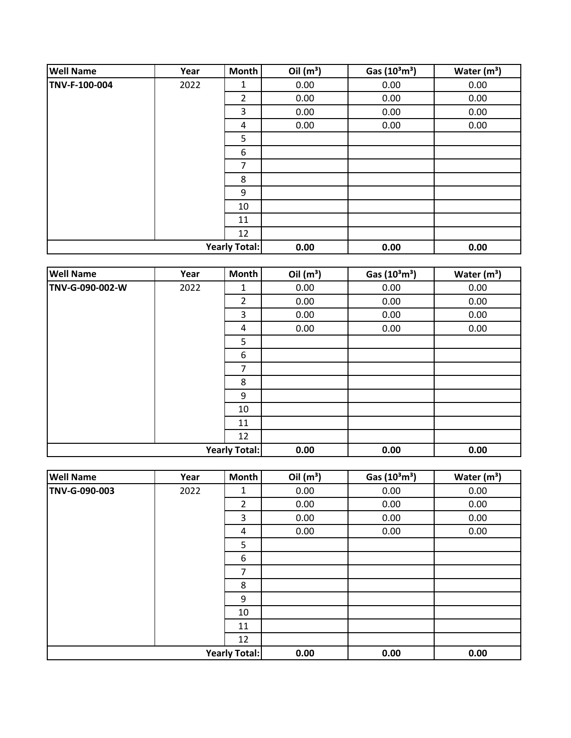| Well Name | Year | Month | Oil ($m^3$) | Gas ($10^3m^3$) | Water ($m^3$) |
|---|---|---|---|---|---|
| TNV-F-100-004 | 2022 | 1 | 0.00 | 0.00 | 0.00 |
| | | 2 | 0.00 | 0.00 | 0.00 |
| | | 3 | 0.00 | 0.00 | 0.00 |
| | | 4 | 0.00 | 0.00 | 0.00 |
| | | 5 | | | |
| | | 6 | | | |
| | | 7 | | | |
| | | 8 | | | |
| | | 9 | | | |
| | | 10 | | | |
| | | 11 | | | |
| | | 12 | | | |
| | | **Yearly Total:** | **0.00** | **0.00** | **0.00** |

| Well Name | Year | Month | Oil ($m^3$) | Gas ($10^3m^3$) | Water ($m^3$) |
|---|---|---|---|---|---|
| TNV-G-090-002-W | 2022 | 1 | 0.00 | 0.00 | 0.00 |
| | | 2 | 0.00 | 0.00 | 0.00 |
| | | 3 | 0.00 | 0.00 | 0.00 |
| | | 4 | 0.00 | 0.00 | 0.00 |
| | | 5 | | | |
| | | 6 | | | |
| | | 7 | | | |
| | | 8 | | | |
| | | 9 | | | |
| | | 10 | | | |
| | | 11 | | | |
| | | 12 | | | |
| | | **Yearly Total:** | **0.00** | **0.00** | **0.00** |

| Well Name | Year | Month | Oil ($m^3$) | Gas ($10^3m^3$) | Water ($m^3$) |
|---|---|---|---|---|---|
| TNV-G-090-003 | 2022 | 1 | 0.00 | 0.00 | 0.00 |
| | | 2 | 0.00 | 0.00 | 0.00 |
| | | 3 | 0.00 | 0.00 | 0.00 |
| | | 4 | 0.00 | 0.00 | 0.00 |
| | | 5 | | | |
| | | 6 | | | |
| | | 7 | | | |
| | | 8 | | | |
| | | 9 | | | |
| | | 10 | | | |
| | | 11 | | | |
| | | 12 | | | |
| | | **Yearly Total:** | **0.00** | **0.00** | **0.00** |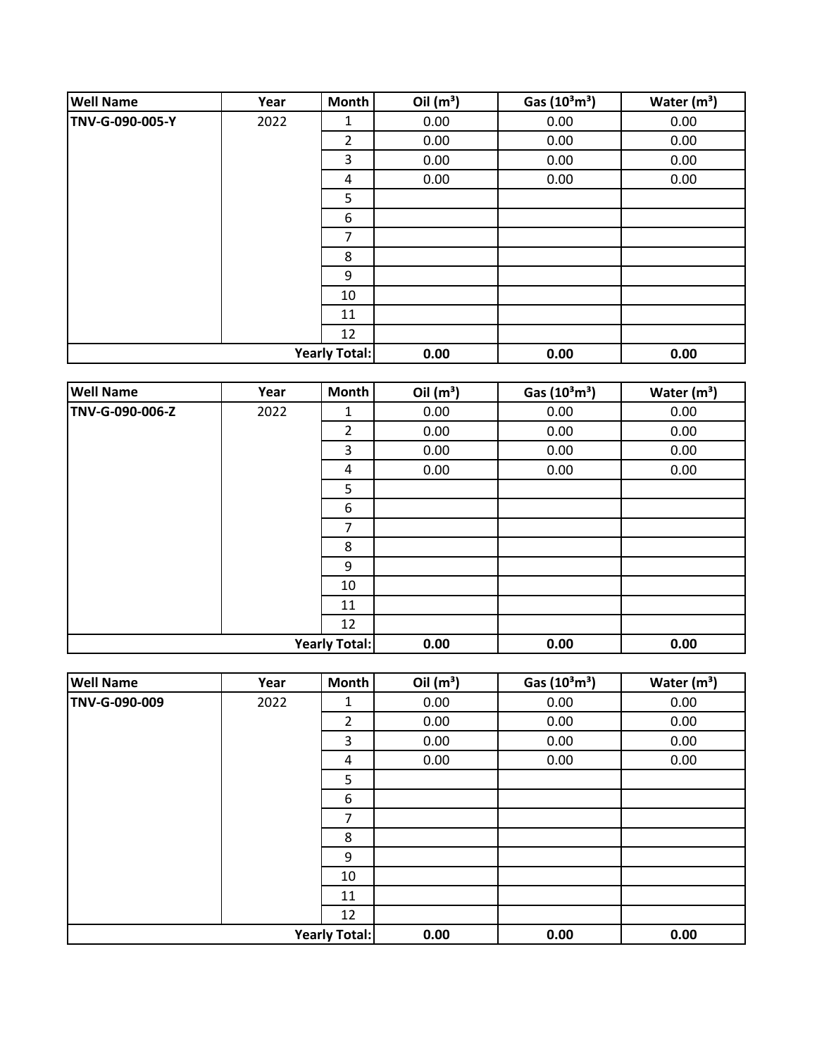| Well Name | Year | Month | Oil ($m^3$) | Gas ($10^3m^3$) | Water ($m^3$) |
|---|---|---|---|---|---|
| TNV-G-090-005-Y | 2022 | 1 | 0.00 | 0.00 | 0.00 |
| | | 2 | 0.00 | 0.00 | 0.00 |
| | | 3 | 0.00 | 0.00 | 0.00 |
| | | 4 | 0.00 | 0.00 | 0.00 |
| | | 5 | | | |
| | | 6 | | | |
| | | 7 | | | |
| | | 8 | | | |
| | | 9 | | | |
| | | 10 | | | |
| | | 11 | | | |
| | | 12 | | | |
| | | **Yearly Total:** | **0.00** | **0.00** | **0.00** |

| Well Name | Year | Month | Oil ($m^3$) | Gas ($10^3m^3$) | Water ($m^3$) |
|---|---|---|---|---|---|
| TNV-G-090-006-Z | 2022 | 1 | 0.00 | 0.00 | 0.00 |
| | | 2 | 0.00 | 0.00 | 0.00 |
| | | 3 | 0.00 | 0.00 | 0.00 |
| | | 4 | 0.00 | 0.00 | 0.00 |
| | | 5 | | | |
| | | 6 | | | |
| | | 7 | | | |
| | | 8 | | | |
| | | 9 | | | |
| | | 10 | | | |
| | | 11 | | | |
| | | 12 | | | |
| | | **Yearly Total:** | **0.00** | **0.00** | **0.00** |

| Well Name | Year | Month | Oil ($m^3$) | Gas ($10^3m^3$) | Water ($m^3$) |
|---|---|---|---|---|---|
| TNV-G-090-009 | 2022 | 1 | 0.00 | 0.00 | 0.00 |
| | | 2 | 0.00 | 0.00 | 0.00 |
| | | 3 | 0.00 | 0.00 | 0.00 |
| | | 4 | 0.00 | 0.00 | 0.00 |
| | | 5 | | | |
| | | 6 | | | |
| | | 7 | | | |
| | | 8 | | | |
| | | 9 | | | |
| | | 10 | | | |
| | | 11 | | | |
| | | 12 | | | |
| | | **Yearly Total:** | **0.00** | **0.00** | **0.00** |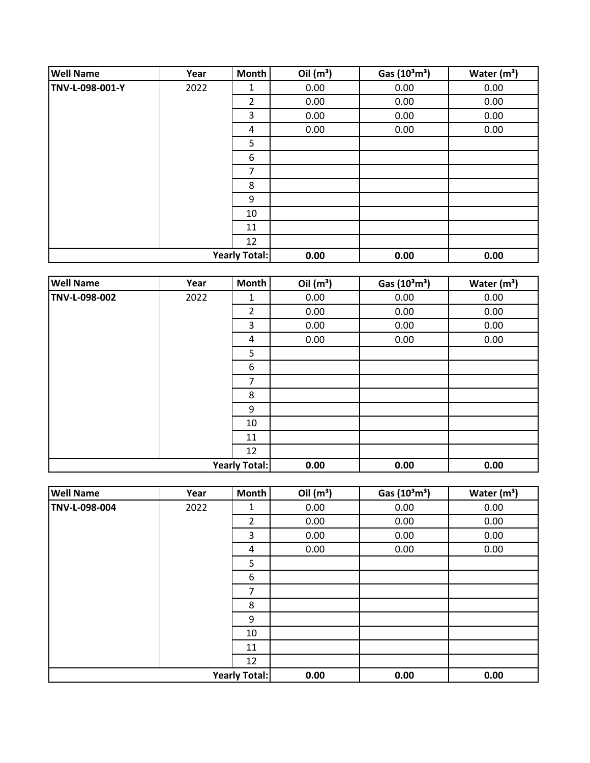| Well Name | Year | Month | Oil ($m^3$) | Gas ($10^3m^3$) | Water ($m^3$) |
|---|---|---|---|---|---|
| **TNV-L-098-001-Y** | 2022 | 1 | 0.00 | 0.00 | 0.00 |
| | | 2 | 0.00 | 0.00 | 0.00 |
| | | 3 | 0.00 | 0.00 | 0.00 |
| | | 4 | 0.00 | 0.00 | 0.00 |
| | | 5 | | | |
| | | 6 | | | |
| | | 7 | | | |
| | | 8 | | | |
| | | 9 | | | |
| | | 10 | | | |
| | | 11 | | | |
| | | 12 | | | |
| | | **Yearly Total:** | **0.00** | **0.00** | **0.00** |

| Well Name | Year | Month | Oil ($m^3$) | Gas ($10^3m^3$) | Water ($m^3$) |
|---|---|---|---|---|---|
| **TNV-L-098-002** | 2022 | 1 | 0.00 | 0.00 | 0.00 |
| | | 2 | 0.00 | 0.00 | 0.00 |
| | | 3 | 0.00 | 0.00 | 0.00 |
| | | 4 | 0.00 | 0.00 | 0.00 |
| | | 5 | | | |
| | | 6 | | | |
| | | 7 | | | |
| | | 8 | | | |
| | | 9 | | | |
| | | 10 | | | |
| | | 11 | | | |
| | | 12 | | | |
| | | **Yearly Total:** | **0.00** | **0.00** | **0.00** |

| Well Name | Year | Month | Oil ($m^3$) | Gas ($10^3m^3$) | Water ($m^3$) |
|---|---|---|---|---|---|
| **TNV-L-098-004** | 2022 | 1 | 0.00 | 0.00 | 0.00 |
| | | 2 | 0.00 | 0.00 | 0.00 |
| | | 3 | 0.00 | 0.00 | 0.00 |
| | | 4 | 0.00 | 0.00 | 0.00 |
| | | 5 | | | |
| | | 6 | | | |
| | | 7 | | | |
| | | 8 | | | |
| | | 9 | | | |
| | | 10 | | | |
| | | 11 | | | |
| | | 12 | | | |
| | | **Yearly Total:** | **0.00** | **0.00** | **0.00** |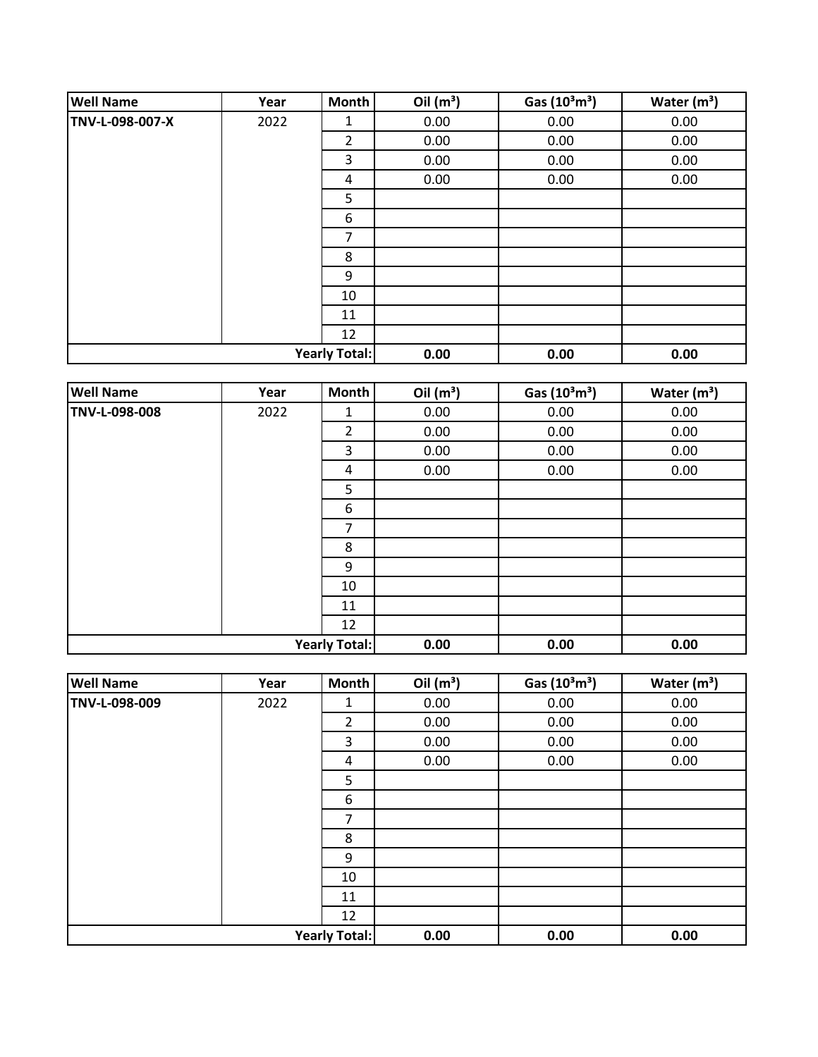| Well Name | Year | Month | Oil ($m^3$) | Gas ($10^3m^3$) | Water ($m^3$) |
| --- | --- | --- | --- | --- | --- |
| **TNV-L-098-007-X** | 2022 | 1 | 0.00 | 0.00 | 0.00 |
| | | 2 | 0.00 | 0.00 | 0.00 |
| | | 3 | 0.00 | 0.00 | 0.00 |
| | | 4 | 0.00 | 0.00 | 0.00 |
| | | 5 | | | |
| | | 6 | | | |
| | | 7 | | | |
| | | 8 | | | |
| | | 9 | | | |
| | | 10 | | | |
| | | 11 | | | |
| | | 12 | | | |
| | | **Yearly Total:** | **0.00** | **0.00** | **0.00** |

| Well Name | Year | Month | Oil ($m^3$) | Gas ($10^3m^3$) | Water ($m^3$) |
| --- | --- | --- | --- | --- | --- |
| **TNV-L-098-008** | 2022 | 1 | 0.00 | 0.00 | 0.00 |
| | | 2 | 0.00 | 0.00 | 0.00 |
| | | 3 | 0.00 | 0.00 | 0.00 |
| | | 4 | 0.00 | 0.00 | 0.00 |
| | | 5 | | | |
| | | 6 | | | |
| | | 7 | | | |
| | | 8 | | | |
| | | 9 | | | |
| | | 10 | | | |
| | | 11 | | | |
| | | 12 | | | |
| | | **Yearly Total:** | **0.00** | **0.00** | **0.00** |

| Well Name | Year | Month | Oil ($m^3$) | Gas ($10^3m^3$) | Water ($m^3$) |
| --- | --- | --- | --- | --- | --- |
| **TNV-L-098-009** | 2022 | 1 | 0.00 | 0.00 | 0.00 |
| | | 2 | 0.00 | 0.00 | 0.00 |
| | | 3 | 0.00 | 0.00 | 0.00 |
| | | 4 | 0.00 | 0.00 | 0.00 |
| | | 5 | | | |
| | | 6 | | | |
| | | 7 | | | |
| | | 8 | | | |
| | | 9 | | | |
| | | 10 | | | |
| | | 11 | | | |
| | | 12 | | | |
| | | **Yearly Total:** | **0.00** | **0.00** | **0.00** |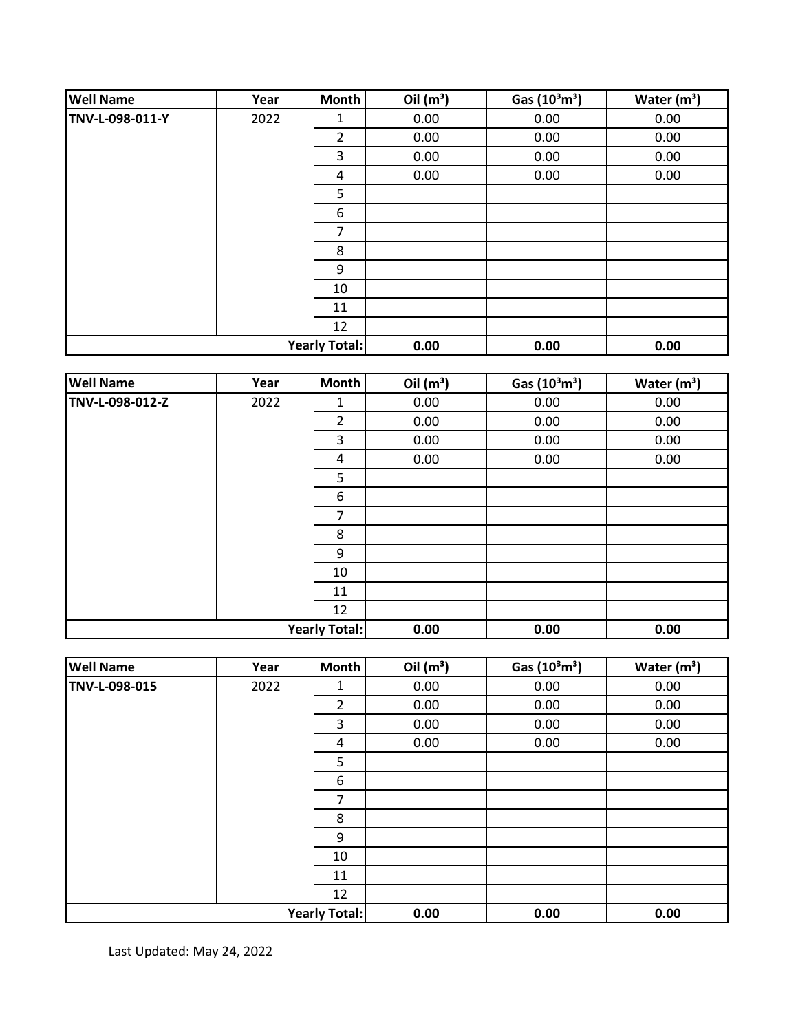| Well Name | Year | Month | Oil ($m^3$) | Gas ($10^3m^3$) | Water ($m^3$) |
|---|---|---|---|---|---|
| **TNV-L-098-011-Y** | 2022 | 1 | 0.00 | 0.00 | 0.00 |
| | | 2 | 0.00 | 0.00 | 0.00 |
| | | 3 | 0.00 | 0.00 | 0.00 |
| | | 4 | 0.00 | 0.00 | 0.00 |
| | | 5 | | | |
| | | 6 | | | |
| | | 7 | | | |
| | | 8 | | | |
| | | 9 | | | |
| | | 10 | | | |
| | | 11 | | | |
| | | 12 | | | |
| | | **Yearly Total:** | **0.00** | **0.00** | **0.00** |

| Well Name | Year | Month | Oil ($m^3$) | Gas ($10^3m^3$) | Water ($m^3$) |
|---|---|---|---|---|---|
| **TNV-L-098-012-Z** | 2022 | 1 | 0.00 | 0.00 | 0.00 |
| | | 2 | 0.00 | 0.00 | 0.00 |
| | | 3 | 0.00 | 0.00 | 0.00 |
| | | 4 | 0.00 | 0.00 | 0.00 |
| | | 5 | | | |
| | | 6 | | | |
| | | 7 | | | |
| | | 8 | | | |
| | | 9 | | | |
| | | 10 | | | |
| | | 11 | | | |
| | | 12 | | | |
| | | **Yearly Total:** | **0.00** | **0.00** | **0.00** |

| Well Name | Year | Month | Oil ($m^3$) | Gas ($10^3m^3$) | Water ($m^3$) |
|---|---|---|---|---|---|
| **TNV-L-098-015** | 2022 | 1 | 0.00 | 0.00 | 0.00 |
| | | 2 | 0.00 | 0.00 | 0.00 |
| | | 3 | 0.00 | 0.00 | 0.00 |
| | | 4 | 0.00 | 0.00 | 0.00 |
| | | 5 | | | |
| | | 6 | | | |
| | | 7 | | | |
| | | 8 | | | |
| | | 9 | | | |
| | | 10 | | | |
| | | 11 | | | |
| | | 12 | | | |
| | | **Yearly Total:** | **0.00** | **0.00** | **0.00** |

Last Updated: May 24, 2022